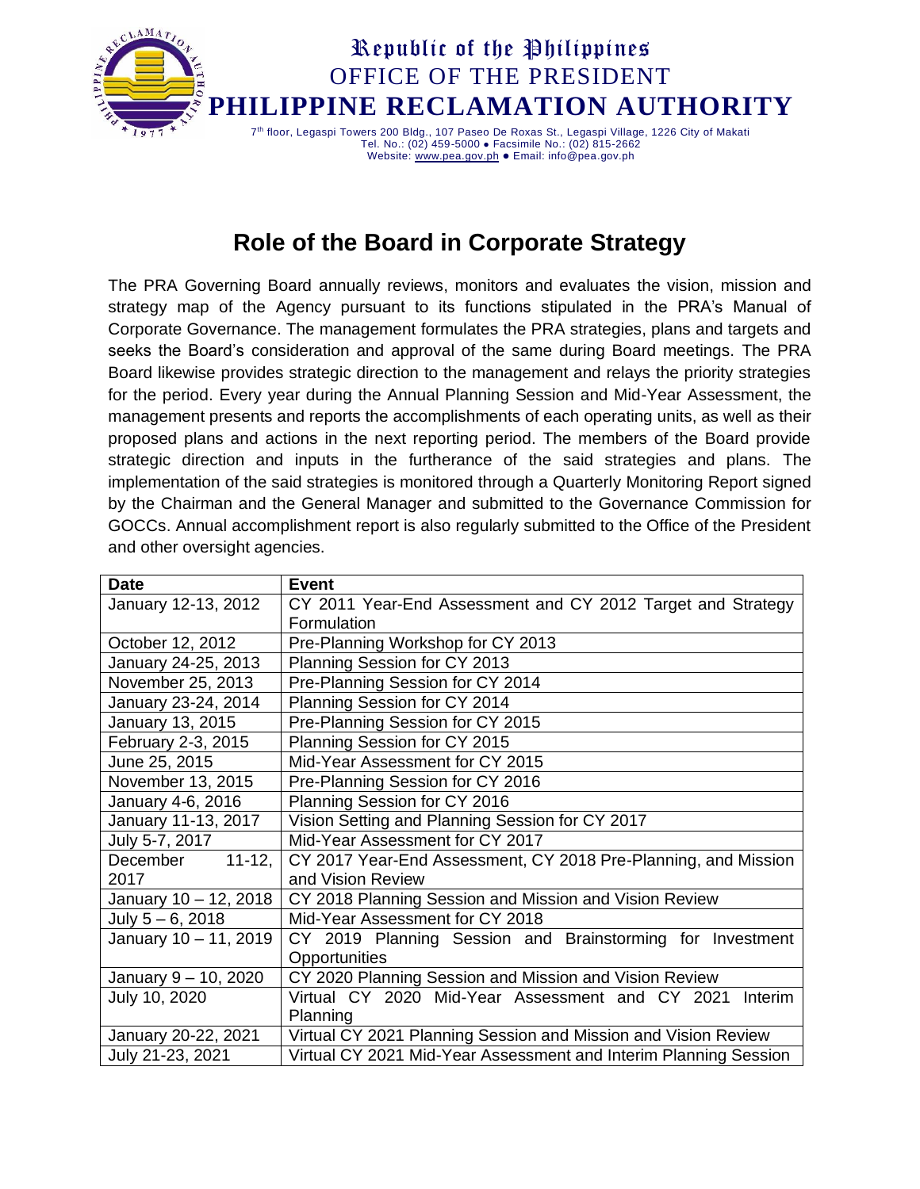Republic of the Philippines
OFFICE OF THE PRESIDENT
**PHILIPPINE RECLAMATION AUTHORITY**

7th floor, Legaspi Towers 200 Bldg., 107 Paseo De Roxas St., Legaspi Village, 1226 City of Makati
Tel. No.: (02) 459-5000 ● Facsimile No.: (02) 815-2662
Website: www.pea.gov.ph ● Email: info@pea.gov.ph

# Role of the Board in Corporate Strategy

The PRA Governing Board annually reviews, monitors and evaluates the vision, mission and strategy map of the Agency pursuant to its functions stipulated in the PRA's Manual of Corporate Governance. The management formulates the PRA strategies, plans and targets and seeks the Board's consideration and approval of the same during Board meetings. The PRA Board likewise provides strategic direction to the management and relays the priority strategies for the period. Every year during the Annual Planning Session and Mid-Year Assessment, the management presents and reports the accomplishments of each operating units, as well as their proposed plans and actions in the next reporting period. The members of the Board provide strategic direction and inputs in the furtherance of the said strategies and plans. The implementation of the said strategies is monitored through a Quarterly Monitoring Report signed by the Chairman and the General Manager and submitted to the Governance Commission for GOCCs. Annual accomplishment report is also regularly submitted to the Office of the President and other oversight agencies.

| Date | Event |
| --- | --- |
| January 12-13, 2012 | CY 2011 Year-End Assessment and CY 2012 Target and Strategy Formulation |
| October 12, 2012 | Pre-Planning Workshop for CY 2013 |
| January 24-25, 2013 | Planning Session for CY 2013 |
| November 25, 2013 | Pre-Planning Session for CY 2014 |
| January 23-24, 2014 | Planning Session for CY 2014 |
| January 13, 2015 | Pre-Planning Session for CY 2015 |
| February 2-3, 2015 | Planning Session for CY 2015 |
| June 25, 2015 | Mid-Year Assessment for CY 2015 |
| November 13, 2015 | Pre-Planning Session for CY 2016 |
| January 4-6, 2016 | Planning Session for CY 2016 |
| January 11-13, 2017 | Vision Setting and Planning Session for CY 2017 |
| July 5-7, 2017 | Mid-Year Assessment for CY 2017 |
| December 11-12, 2017 | CY 2017 Year-End Assessment, CY 2018 Pre-Planning, and Mission and Vision Review |
| January 10 – 12, 2018 | CY 2018 Planning Session and Mission and Vision Review |
| July 5 – 6, 2018 | Mid-Year Assessment for CY 2018 |
| January 10 – 11, 2019 | CY 2019 Planning Session and Brainstorming for Investment Opportunities |
| January 9 – 10, 2020 | CY 2020 Planning Session and Mission and Vision Review |
| July 10, 2020 | Virtual CY 2020 Mid-Year Assessment and CY 2021 Interim Planning |
| January 20-22, 2021 | Virtual CY 2021 Planning Session and Mission and Vision Review |
| July 21-23, 2021 | Virtual CY 2021 Mid-Year Assessment and Interim Planning Session |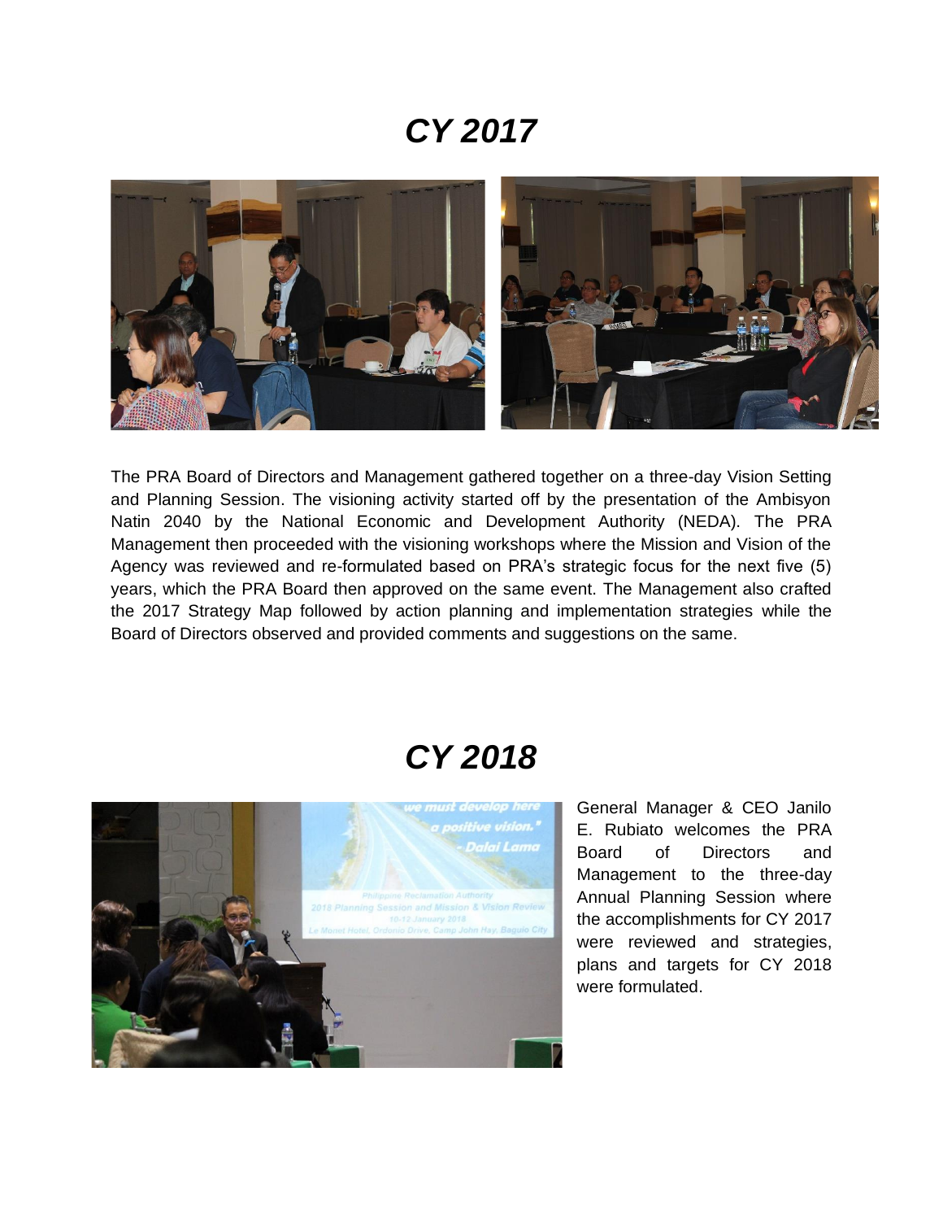# CY 2017

The PRA Board of Directors and Management gathered together on a three-day Vision Setting and Planning Session. The visioning activity started off by the presentation of the Ambisyon Natin 2040 by the National Economic and Development Authority (NEDA). The PRA Management then proceeded with the visioning workshops where the Mission and Vision of the Agency was reviewed and re-formulated based on PRA's strategic focus for the next five (5) years, which the PRA Board then approved on the same event. The Management also crafted the 2017 Strategy Map followed by action planning and implementation strategies while the Board of Directors observed and provided comments and suggestions on the same.

# CY 2018

General Manager & CEO Janilo E. Rubiato welcomes the PRA Board of Directors and Management to the three-day Annual Planning Session where the accomplishments for CY 2017 were reviewed and strategies, plans and targets for CY 2018 were formulated.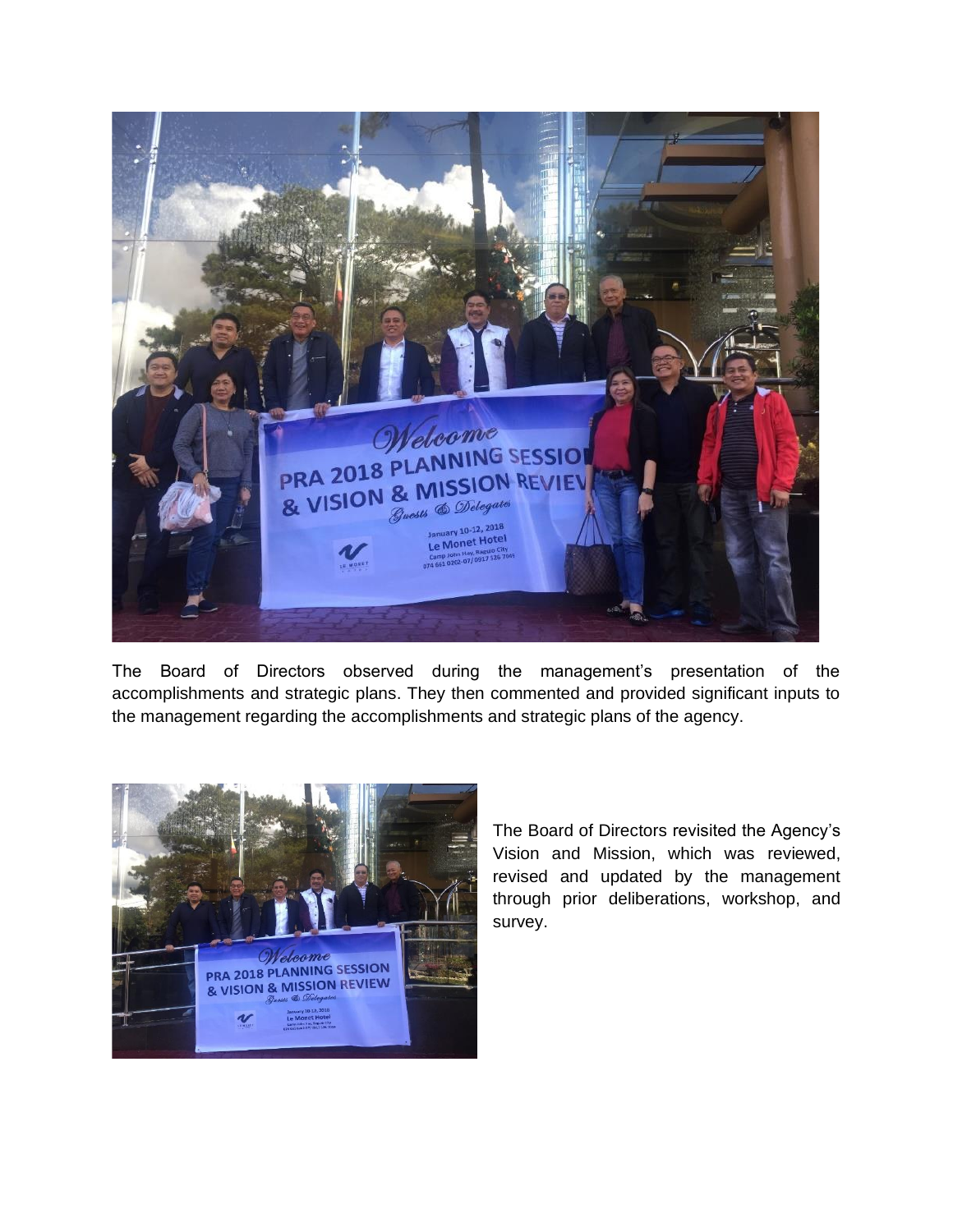The Board of Directors observed during the management's presentation of the accomplishments and strategic plans. They then commented and provided significant inputs to the management regarding the accomplishments and strategic plans of the agency.

The Board of Directors revisited the Agency's Vision and Mission, which was reviewed, revised and updated by the management through prior deliberations, workshop, and survey.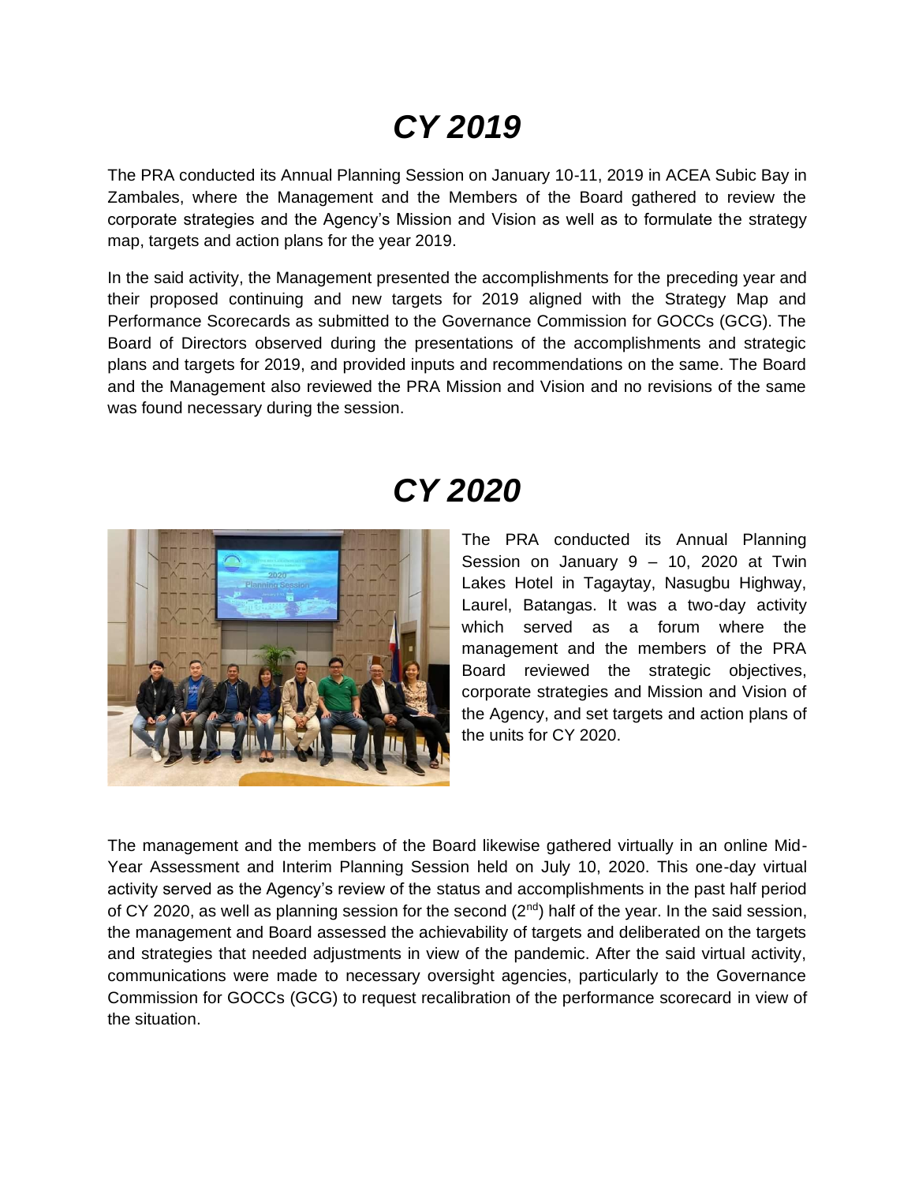# *CY 2019*

The PRA conducted its Annual Planning Session on January 10-11, 2019 in ACEA Subic Bay in Zambales, where the Management and the Members of the Board gathered to review the corporate strategies and the Agency's Mission and Vision as well as to formulate the strategy map, targets and action plans for the year 2019.

In the said activity, the Management presented the accomplishments for the preceding year and their proposed continuing and new targets for 2019 aligned with the Strategy Map and Performance Scorecards as submitted to the Governance Commission for GOCCs (GCG). The Board of Directors observed during the presentations of the accomplishments and strategic plans and targets for 2019, and provided inputs and recommendations on the same. The Board and the Management also reviewed the PRA Mission and Vision and no revisions of the same was found necessary during the session.

# *CY 2020*

The PRA conducted its Annual Planning Session on January 9 – 10, 2020 at Twin Lakes Hotel in Tagaytay, Nasugbu Highway, Laurel, Batangas. It was a two-day activity which served as a forum where the management and the members of the PRA Board reviewed the strategic objectives, corporate strategies and Mission and Vision of the Agency, and set targets and action plans of the units for CY 2020.

The management and the members of the Board likewise gathered virtually in an online Mid-Year Assessment and Interim Planning Session held on July 10, 2020. This one-day virtual activity served as the Agency's review of the status and accomplishments in the past half period of CY 2020, as well as planning session for the second (2nd) half of the year. In the said session, the management and Board assessed the achievability of targets and deliberated on the targets and strategies that needed adjustments in view of the pandemic. After the said virtual activity, communications were made to necessary oversight agencies, particularly to the Governance Commission for GOCCs (GCG) to request recalibration of the performance scorecard in view of the situation.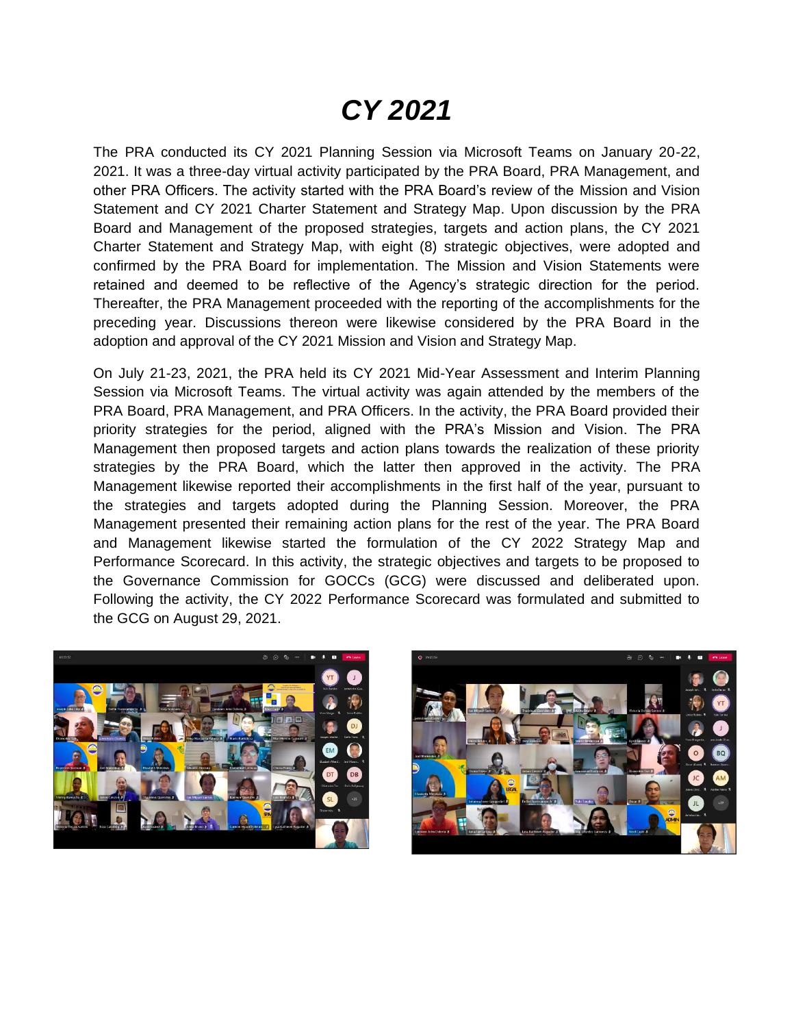# *CY 2021*

The PRA conducted its CY 2021 Planning Session via Microsoft Teams on January 20-22, 2021. It was a three-day virtual activity participated by the PRA Board, PRA Management, and other PRA Officers. The activity started with the PRA Board's review of the Mission and Vision Statement and CY 2021 Charter Statement and Strategy Map. Upon discussion by the PRA Board and Management of the proposed strategies, targets and action plans, the CY 2021 Charter Statement and Strategy Map, with eight (8) strategic objectives, were adopted and confirmed by the PRA Board for implementation. The Mission and Vision Statements were retained and deemed to be reflective of the Agency's strategic direction for the period. Thereafter, the PRA Management proceeded with the reporting of the accomplishments for the preceding year. Discussions thereon were likewise considered by the PRA Board in the adoption and approval of the CY 2021 Mission and Vision and Strategy Map.

On July 21-23, 2021, the PRA held its CY 2021 Mid-Year Assessment and Interim Planning Session via Microsoft Teams. The virtual activity was again attended by the members of the PRA Board, PRA Management, and PRA Officers. In the activity, the PRA Board provided their priority strategies for the period, aligned with the PRA's Mission and Vision. The PRA Management then proposed targets and action plans towards the realization of these priority strategies by the PRA Board, which the latter then approved in the activity. The PRA Management likewise reported their accomplishments in the first half of the year, pursuant to the strategies and targets adopted during the Planning Session. Moreover, the PRA Management presented their remaining action plans for the rest of the year. The PRA Board and Management likewise started the formulation of the CY 2022 Strategy Map and Performance Scorecard. In this activity, the strategic objectives and targets to be proposed to the Governance Commission for GOCCs (GCG) were discussed and deliberated upon. Following the activity, the CY 2022 Performance Scorecard was formulated and submitted to the GCG on August 29, 2021.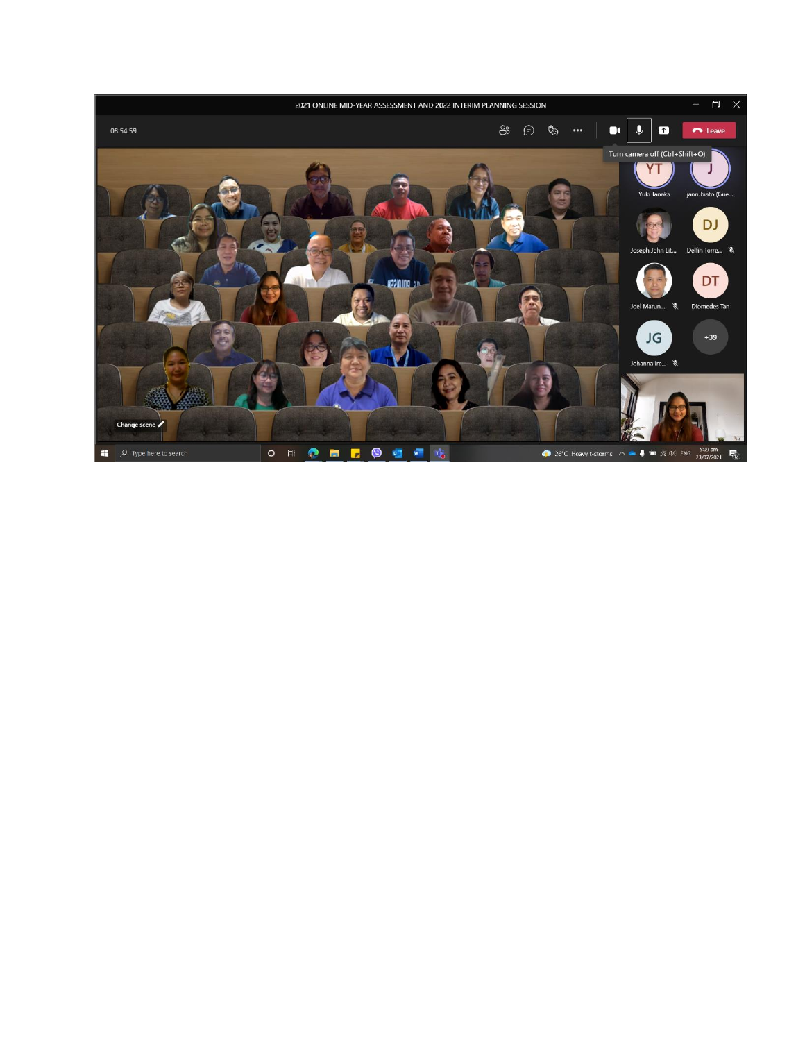2021 ONLINE MID-YEAR ASSESSMENT AND 2022 INTERIM PLANNING SESSION